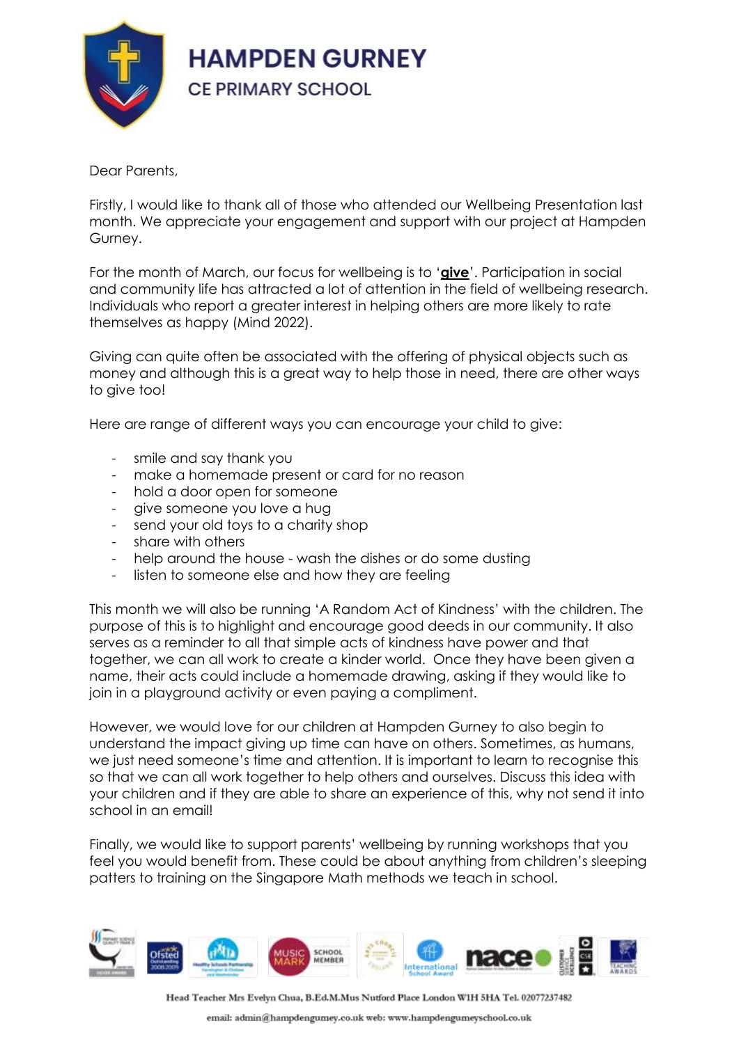# HAMPDEN GURNEY

## CE PRIMARY SCHOOL

Dear Parents,

Firstly, I would like to thank all of those who attended our Wellbeing Presentation last month. We appreciate your engagement and support with our project at Hampden Gurney.

For the month of March, our focus for wellbeing is to '**give**'. Participation in social and community life has attracted a lot of attention in the field of wellbeing research. Individuals who report a greater interest in helping others are more likely to rate themselves as happy (Mind 2022).

Giving can quite often be associated with the offering of physical objects such as money and although this is a great way to help those in need, there are other ways to give too!

Here are range of different ways you can encourage your child to give:

- smile and say thank you
- make a homemade present or card for no reason
- hold a door open for someone
- give someone you love a hug
- send your old toys to a charity shop
- share with others
- help around the house - wash the dishes or do some dusting
- listen to someone else and how they are feeling

This month we will also be running 'A Random Act of Kindness' with the children. The purpose of this is to highlight and encourage good deeds in our community. It also serves as a reminder to all that simple acts of kindness have power and that together, we can all work to create a kinder world. Once they have been given a name, their acts could include a homemade drawing, asking if they would like to join in a playground activity or even paying a compliment.

However, we would love for our children at Hampden Gurney to also begin to understand the impact giving up time can have on others. Sometimes, as humans, we just need someone's time and attention. It is important to learn to recognise this so that we can all work together to help others and ourselves. Discuss this idea with your children and if they are able to share an experience of this, why not send it into school in an email!

Finally, we would like to support parents' wellbeing by running workshops that you feel you would benefit from. These could be about anything from children's sleeping patters to training on the Singapore Math methods we teach in school.

Head Teacher Mrs Evelyn Chua, B.Ed.M.Mus Nutford Place London W1H 5HA Tel. 02077237482

email: admin@hampdengurney.co.uk web: www.hampdengurneyschool.co.uk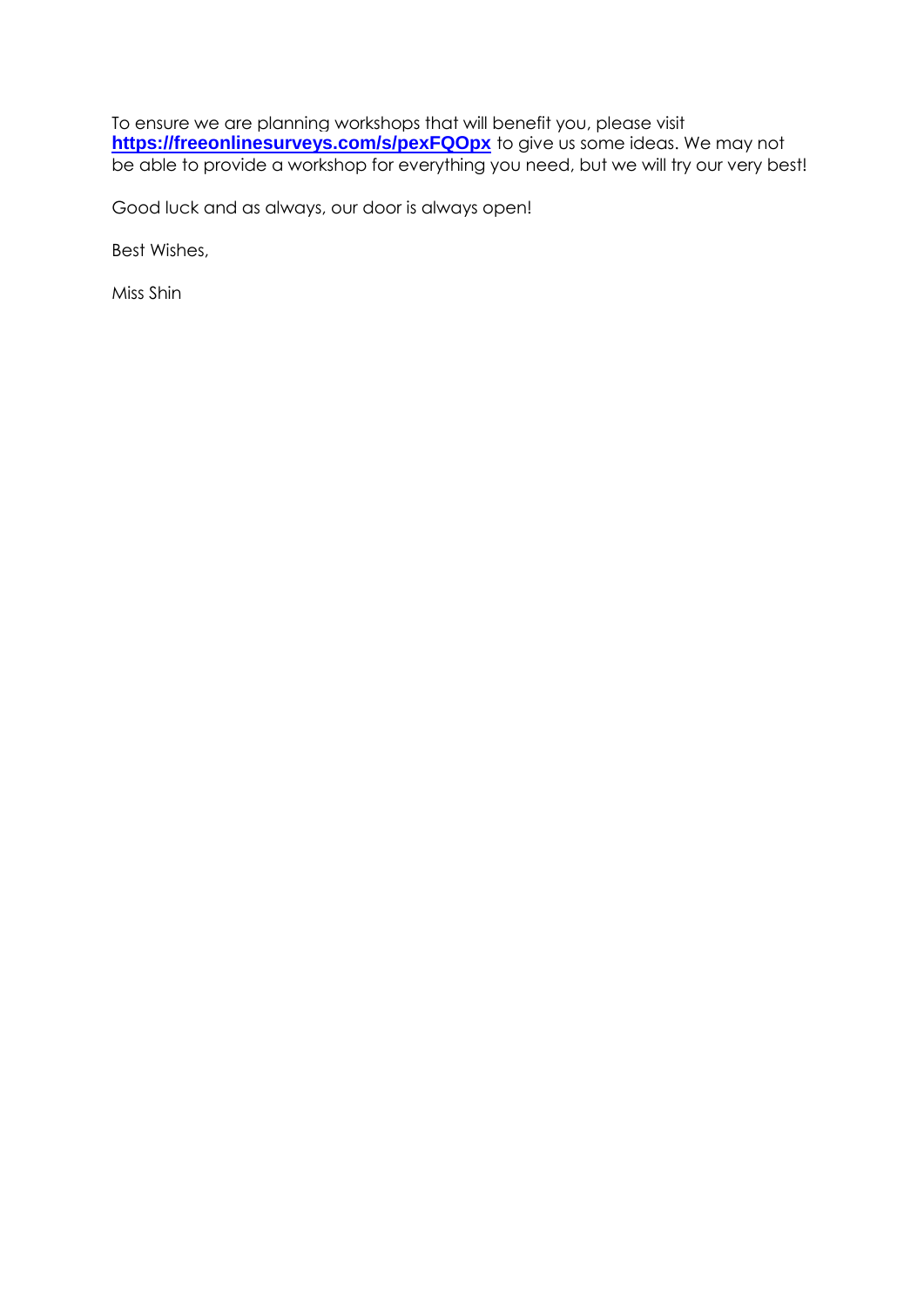To ensure we are planning workshops that will benefit you, please visit **https://freeonlinesurveys.com/s/pexFQOpx** to give us some ideas. We may not be able to provide a workshop for everything you need, but we will try our very best!

Good luck and as always, our door is always open!

Best Wishes,

Miss Shin